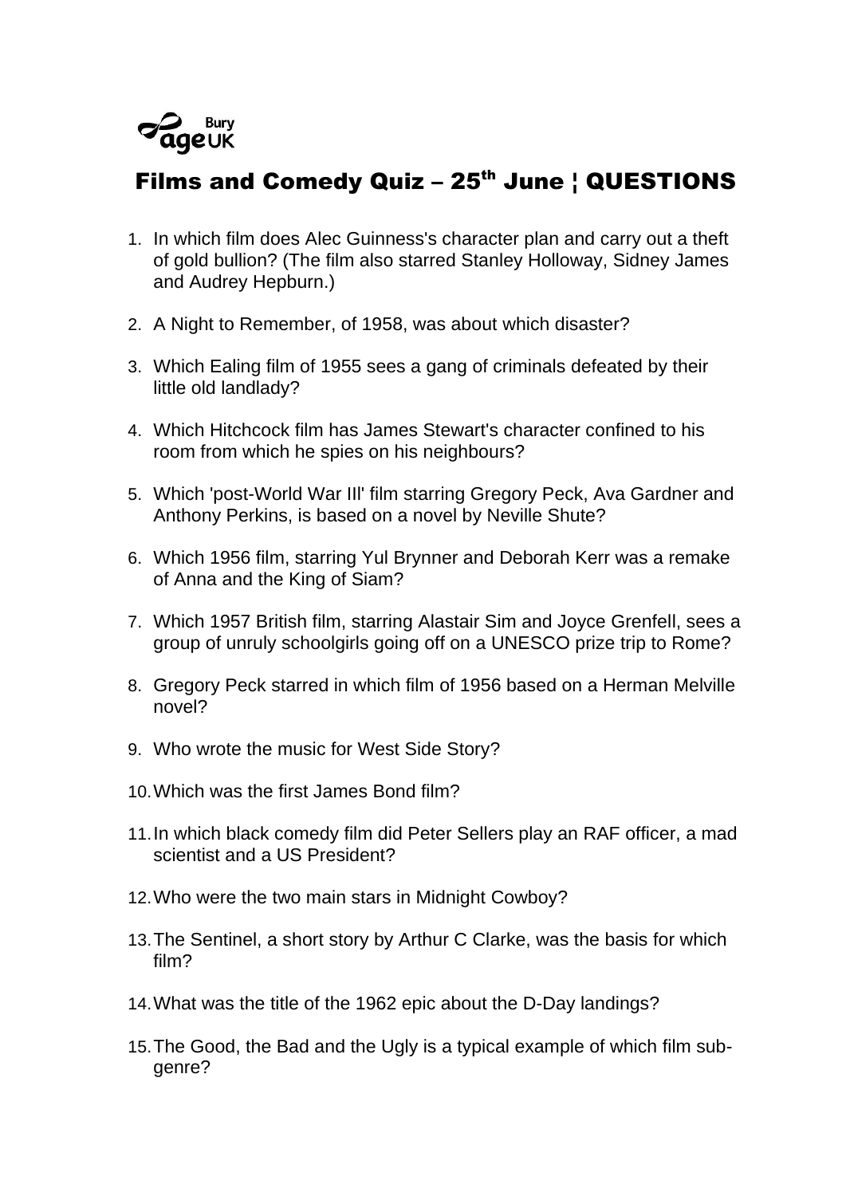Bury
age UK

# Films and Comedy Quiz – 25th June ¦ QUESTIONS

1. In which film does Alec Guinness's character plan and carry out a theft of gold bullion? (The film also starred Stanley Holloway, Sidney James and Audrey Hepburn.)
2. A Night to Remember, of 1958, was about which disaster?
3. Which Ealing film of 1955 sees a gang of criminals defeated by their little old landlady?
4. Which Hitchcock film has James Stewart's character confined to his room from which he spies on his neighbours?
5. Which 'post-World War III' film starring Gregory Peck, Ava Gardner and Anthony Perkins, is based on a novel by Neville Shute?
6. Which 1956 film, starring Yul Brynner and Deborah Kerr was a remake of Anna and the King of Siam?
7. Which 1957 British film, starring Alastair Sim and Joyce Grenfell, sees a group of unruly schoolgirls going off on a UNESCO prize trip to Rome?
8. Gregory Peck starred in which film of 1956 based on a Herman Melville novel?
9. Who wrote the music for West Side Story?
10. Which was the first James Bond film?
11. In which black comedy film did Peter Sellers play an RAF officer, a mad scientist and a US President?
12. Who were the two main stars in Midnight Cowboy?
13. The Sentinel, a short story by Arthur C Clarke, was the basis for which film?
14. What was the title of the 1962 epic about the D-Day landings?
15. The Good, the Bad and the Ugly is a typical example of which film sub-genre?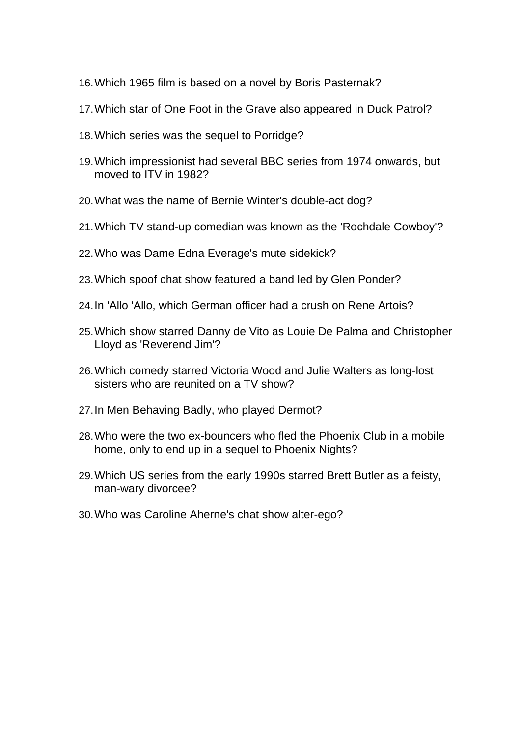16. Which 1965 film is based on a novel by Boris Pasternak?
17. Which star of One Foot in the Grave also appeared in Duck Patrol?
18. Which series was the sequel to Porridge?
19. Which impressionist had several BBC series from 1974 onwards, but moved to ITV in 1982?
20. What was the name of Bernie Winter's double-act dog?
21. Which TV stand-up comedian was known as the 'Rochdale Cowboy'?
22. Who was Dame Edna Everage's mute sidekick?
23. Which spoof chat show featured a band led by Glen Ponder?
24. In 'Allo 'Allo, which German officer had a crush on Rene Artois?
25. Which show starred Danny de Vito as Louie De Palma and Christopher Lloyd as 'Reverend Jim'?
26. Which comedy starred Victoria Wood and Julie Walters as long-lost sisters who are reunited on a TV show?
27. In Men Behaving Badly, who played Dermot?
28. Who were the two ex-bouncers who fled the Phoenix Club in a mobile home, only to end up in a sequel to Phoenix Nights?
29. Which US series from the early 1990s starred Brett Butler as a feisty, man-wary divorcee?
30. Who was Caroline Aherne's chat show alter-ego?